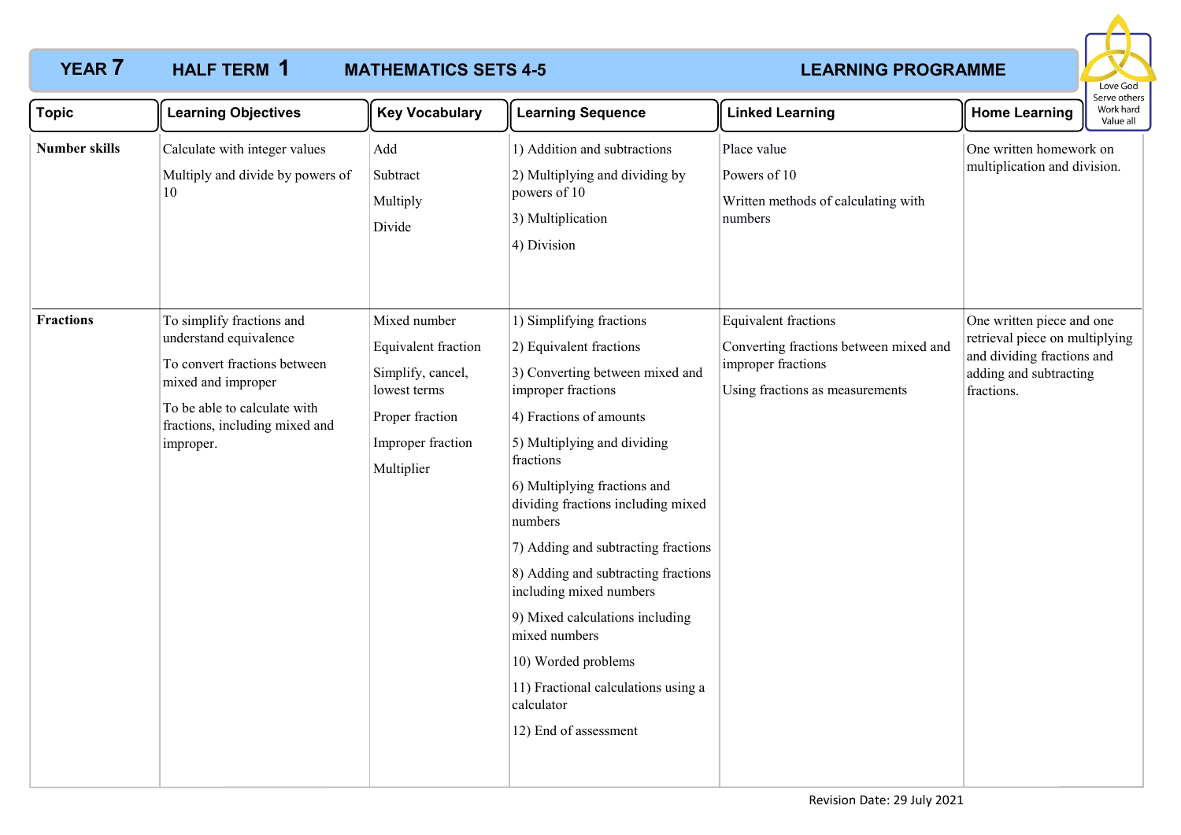# YEAR 7 HALF TERM 1 MATHEMATICS SETS 4-5 LEARNING PROGRAMME

Love God
Serve others
Work hard
Value all

| Topic | Learning Objectives | Key Vocabulary | Learning Sequence | Linked Learning | Home Learning |
|---|---|---|---|---|---|
| **Number skills** | Calculate with integer values<br>Multiply and divide by powers of 10 | Add<br>Subtract<br>Multiply<br>Divide | 1) Addition and subtractions<br>2) Multiplying and dividing by powers of 10<br>3) Multiplication<br>4) Division | Place value<br>Powers of 10<br>Written methods of calculating with numbers | One written homework on multiplication and division. |
| **Fractions** | To simplify fractions and understand equivalence<br>To convert fractions between mixed and improper<br>To be able to calculate with fractions, including mixed and improper. | Mixed number<br>Equivalent fraction<br>Simplify, cancel, lowest terms<br>Proper fraction<br>Improper fraction<br>Multiplier | 1) Simplifying fractions<br>2) Equivalent fractions<br>3) Converting between mixed and improper fractions<br>4) Fractions of amounts<br>5) Multiplying and dividing fractions<br>6) Multiplying fractions and dividing fractions including mixed numbers<br>7) Adding and subtracting fractions<br>8) Adding and subtracting fractions including mixed numbers<br>9) Mixed calculations including mixed numbers<br>10) Worded problems<br>11) Fractional calculations using a calculator<br>12) End of assessment | Equivalent fractions<br>Converting fractions between mixed and improper fractions<br>Using fractions as measurements | One written piece and one retrieval piece on multiplying and dividing fractions and adding and subtracting fractions. |

Revision Date: 29 July 2021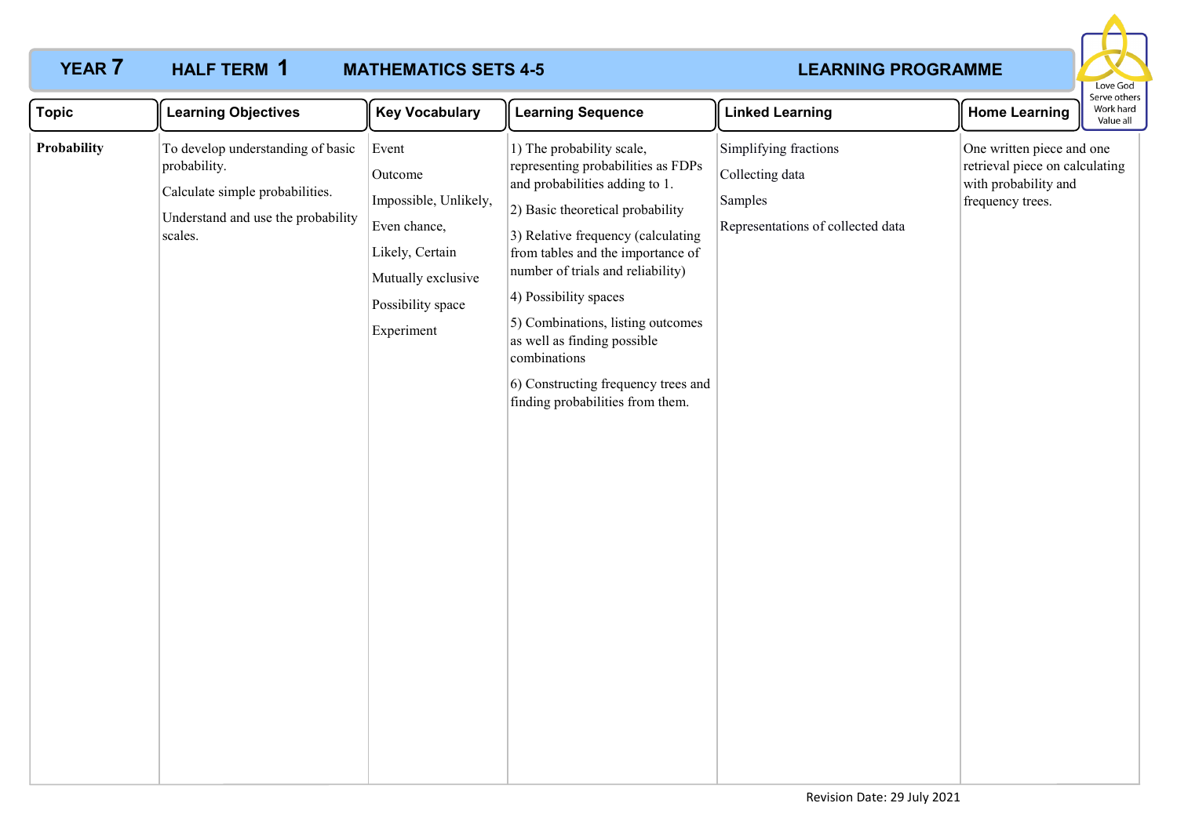# YEAR 7 HALF TERM 1 MATHEMATICS SETS 4-5 LEARNING PROGRAMME

Love God
Serve others
Work hard
Value all

| Topic | Learning Objectives | Key Vocabulary | Learning Sequence | Linked Learning | Home Learning |
|---|---|---|---|---|---|
| **Probability** | To develop understanding of basic probability.<br><br>Calculate simple probabilities.<br><br>Understand and use the probability scales. | Event<br><br>Outcome<br><br>Impossible, Unlikely,<br><br>Even chance,<br><br>Likely, Certain<br><br>Mutually exclusive<br><br>Possibility space<br><br>Experiment | 1) The probability scale, representing probabilities as FDPs and probabilities adding to 1.<br><br>2) Basic theoretical probability<br><br>3) Relative frequency (calculating from tables and the importance of number of trials and reliability)<br><br>4) Possibility spaces<br><br>5) Combinations, listing outcomes as well as finding possible combinations<br><br>6) Constructing frequency trees and finding probabilities from them. | Simplifying fractions<br><br>Collecting data<br><br>Samples<br><br>Representations of collected data | One written piece and one retrieval piece on calculating with probability and frequency trees. |

Revision Date: 29 July 2021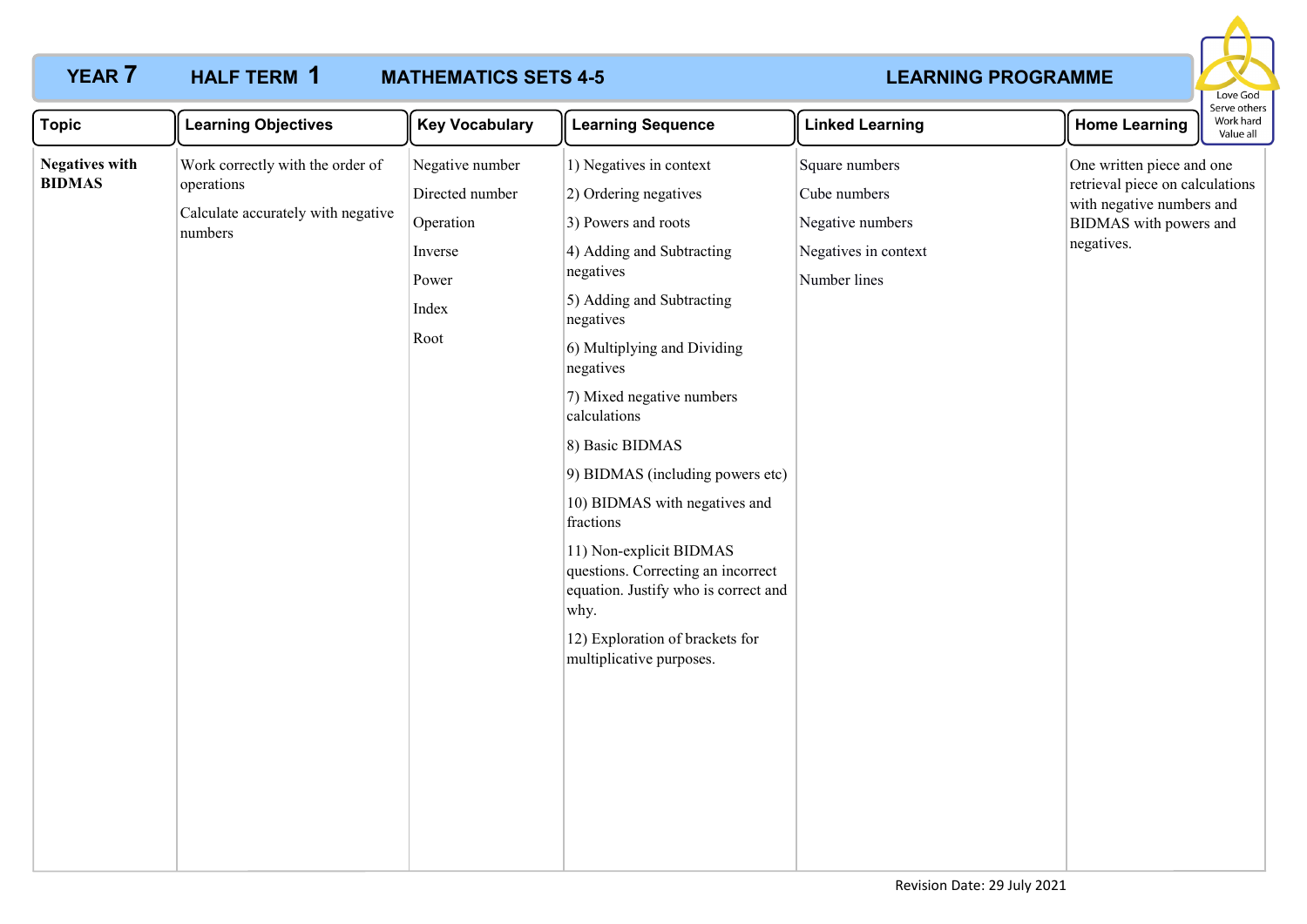**YEAR 7 HALF TERM 1 MATHEMATICS SETS 4-5 LEARNING PROGRAMME**

Love God
Serve others
Work hard
Value all

| Topic | Learning Objectives | Key Vocabulary | Learning Sequence | Linked Learning | Home Learning |
|---|---|---|---|---|---|
| **Negatives with BIDMAS** | Work correctly with the order of operations<br><br>Calculate accurately with negative numbers | Negative number<br><br>Directed number<br><br>Operation<br><br>Inverse<br><br>Power<br><br>Index<br><br>Root | 1) Negatives in context<br><br>2) Ordering negatives<br><br>3) Powers and roots<br><br>4) Adding and Subtracting negatives<br><br>5) Adding and Subtracting negatives<br><br>6) Multiplying and Dividing negatives<br><br>7) Mixed negative numbers calculations<br><br>8) Basic BIDMAS<br><br>9) BIDMAS (including powers etc)<br><br>10) BIDMAS with negatives and fractions<br><br>11) Non-explicit BIDMAS questions. Correcting an incorrect equation. Justify who is correct and why.<br><br>12) Exploration of brackets for multiplicative purposes. | Square numbers<br><br>Cube numbers<br><br>Negative numbers<br><br>Negatives in context<br><br>Number lines | One written piece and one retrieval piece on calculations with negative numbers and BIDMAS with powers and negatives. |

Revision Date: 29 July 2021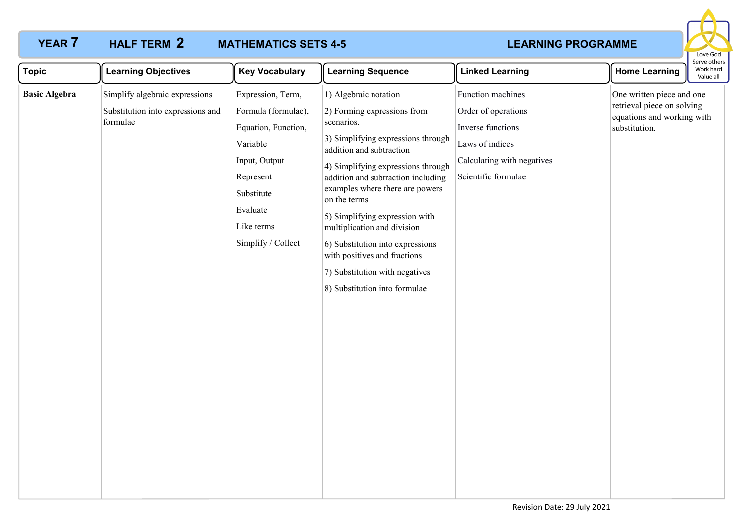# YEAR 7 HALF TERM 2 MATHEMATICS SETS 4-5 LEARNING PROGRAMME

Love God
Serve others
Work hard
Value all

| Topic | Learning Objectives | Key Vocabulary | Learning Sequence | Linked Learning | Home Learning |
|---|---|---|---|---|---|
| **Basic Algebra** | Simplify algebraic expressions<br><br>Substitution into expressions and formulae | Expression, Term,<br>Formula (formulae),<br>Equation, Function,<br>Variable<br>Input, Output<br>Represent<br>Substitute<br>Evaluate<br>Like terms<br>Simplify / Collect | 1) Algebraic notation<br>2) Forming expressions from scenarios.<br>3) Simplifying expressions through addition and subtraction<br>4) Simplifying expressions through addition and subtraction including examples where there are powers on the terms<br>5) Simplifying expression with multiplication and division<br>6) Substitution into expressions with positives and fractions<br>7) Substitution with negatives<br>8) Substitution into formulae | Function machines<br>Order of operations<br>Inverse functions<br>Laws of indices<br>Calculating with negatives<br>Scientific formulae | One written piece and one retrieval piece on solving equations and working with substitution. |

Revision Date: 29 July 2021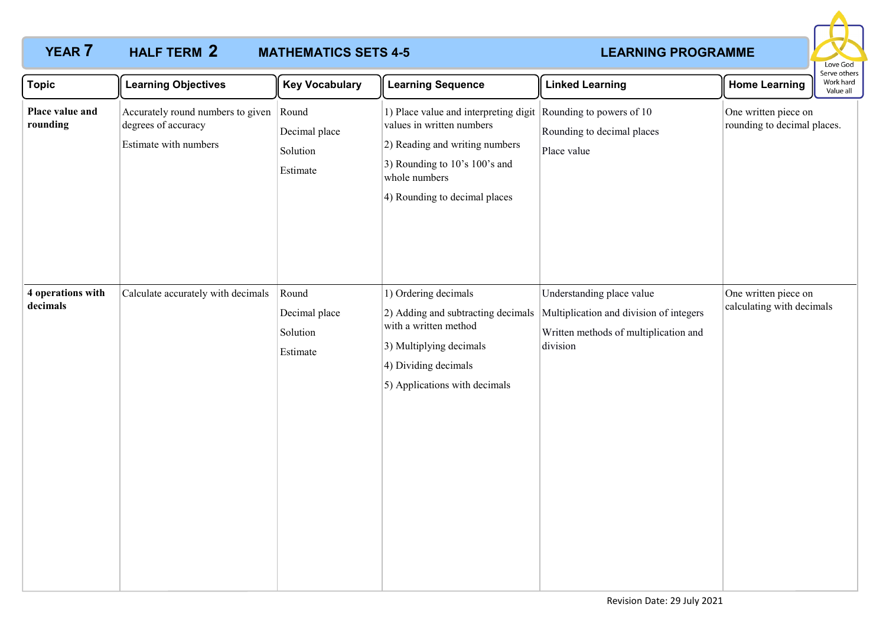# YEAR 7 HALF TERM 2 MATHEMATICS SETS 4-5 LEARNING PROGRAMME

| Topic | Learning Objectives | Key Vocabulary | Learning Sequence | Linked Learning | Home Learning |
|---|---|---|---|---|---|
| **Place value and rounding** | Accurately round numbers to given degrees of accuracy<br>Estimate with numbers | Round<br>Decimal place<br>Solution<br>Estimate | 1) Place value and interpreting digit values in written numbers<br>2) Reading and writing numbers<br>3) Rounding to 10's 100's and whole numbers<br>4) Rounding to decimal places | Rounding to powers of 10<br>Rounding to decimal places<br>Place value | One written piece on rounding to decimal places. |
| **4 operations with decimals** | Calculate accurately with decimals | Round<br>Decimal place<br>Solution<br>Estimate | 1) Ordering decimals<br>2) Adding and subtracting decimals with a written method<br>3) Multiplying decimals<br>4) Dividing decimals<br>5) Applications with decimals | Understanding place value<br>Multiplication and division of integers<br>Written methods of multiplication and division | One written piece on calculating with decimals |

Revision Date: 29 July 2021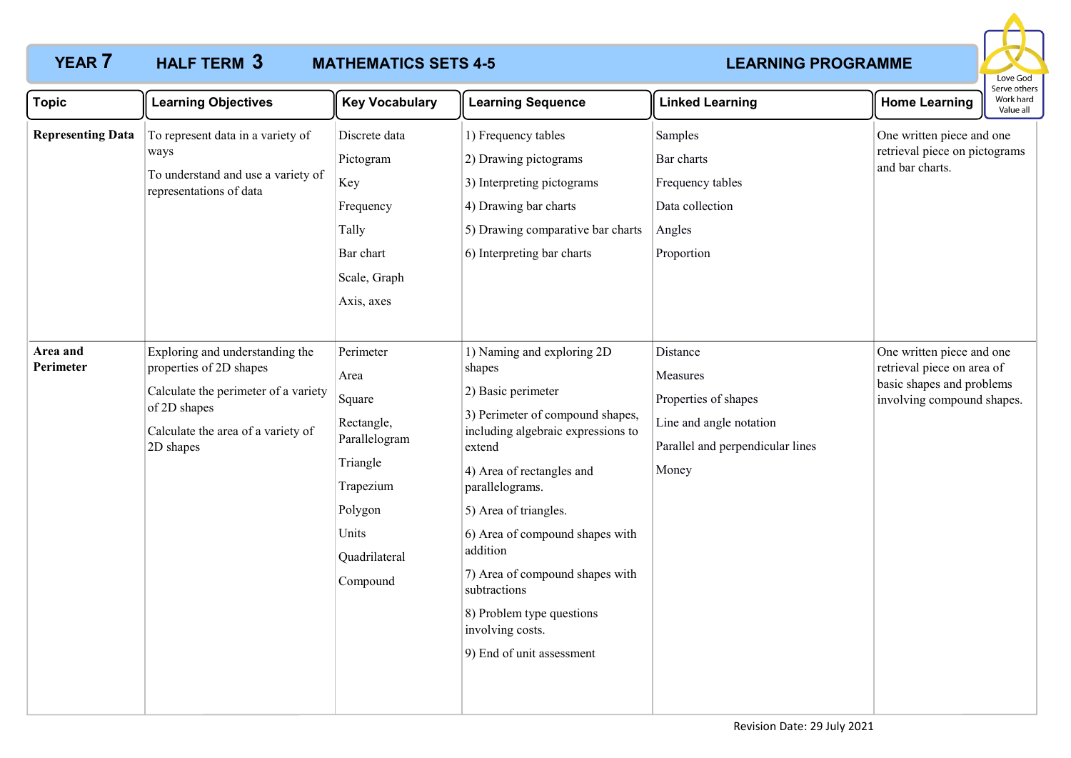# YEAR 7 HALF TERM 3 MATHEMATICS SETS 4-5 LEARNING PROGRAMME

Love God
Serve others
Work hard
Value all

| Topic | Learning Objectives | Key Vocabulary | Learning Sequence | Linked Learning | Home Learning |
|---|---|---|---|---|---|
| **Representing Data** | To represent data in a variety of ways<br>To understand and use a variety of representations of data | Discrete data<br>Pictogram<br>Key<br>Frequency<br>Tally<br>Bar chart<br>Scale, Graph<br>Axis, axes | 1) Frequency tables<br>2) Drawing pictograms<br>3) Interpreting pictograms<br>4) Drawing bar charts<br>5) Drawing comparative bar charts<br>6) Interpreting bar charts | Samples<br>Bar charts<br>Frequency tables<br>Data collection<br>Angles<br>Proportion | One written piece and one retrieval piece on pictograms and bar charts. |
| **Area and Perimeter** | Exploring and understanding the properties of 2D shapes<br>Calculate the perimeter of a variety of 2D shapes<br>Calculate the area of a variety of 2D shapes | Perimeter<br>Area<br>Square<br>Rectangle, Parallelogram<br>Triangle<br>Trapezium<br>Polygon<br>Units<br>Quadrilateral<br>Compound | 1) Naming and exploring 2D shapes<br>2) Basic perimeter<br>3) Perimeter of compound shapes, including algebraic expressions to extend<br>4) Area of rectangles and parallelograms.<br>5) Area of triangles.<br>6) Area of compound shapes with addition<br>7) Area of compound shapes with subtractions<br>8) Problem type questions involving costs.<br>9) End of unit assessment | Distance<br>Measures<br>Properties of shapes<br>Line and angle notation<br>Parallel and perpendicular lines<br>Money | One written piece and one retrieval piece on area of basic shapes and problems involving compound shapes. |

Revision Date: 29 July 2021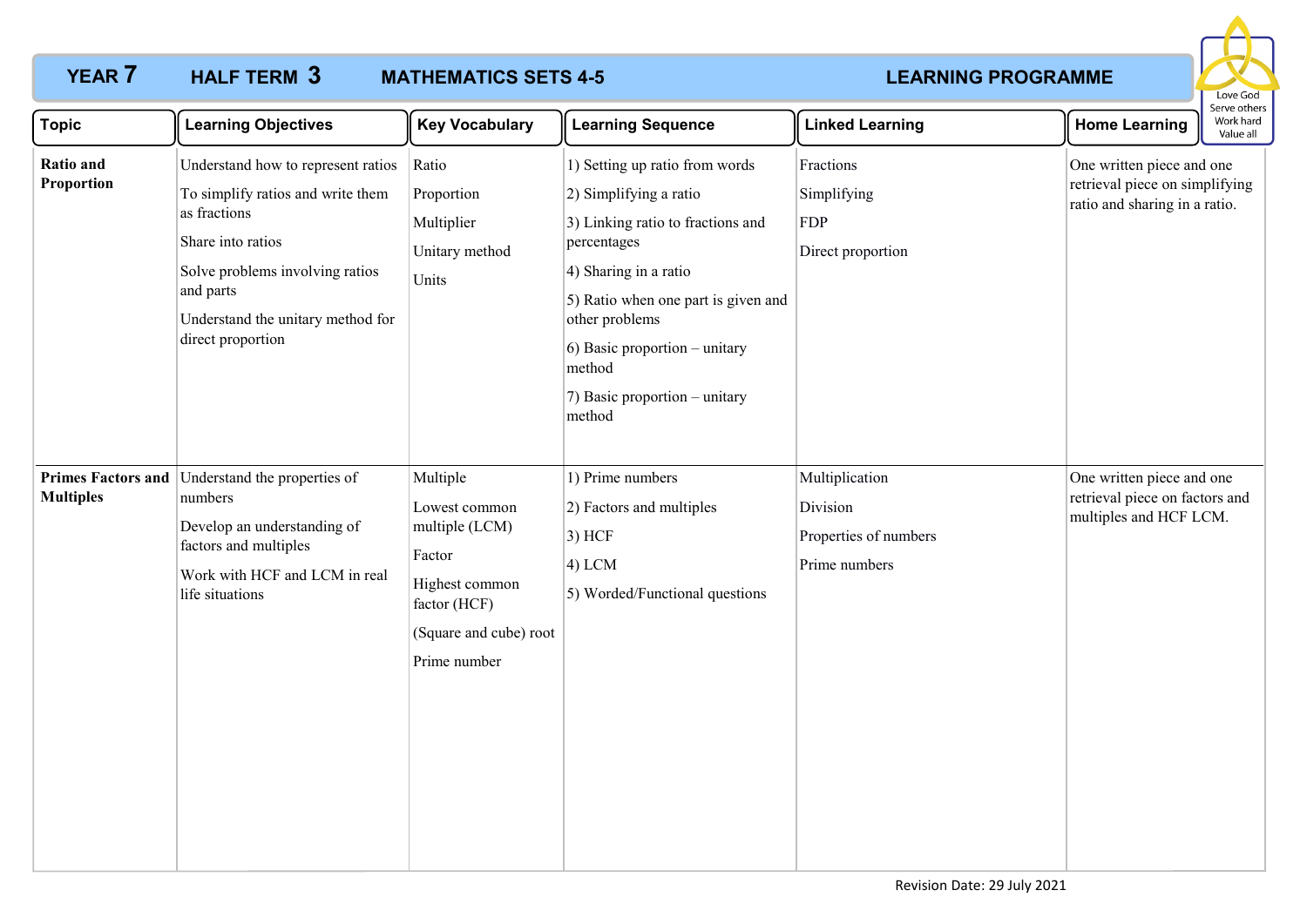**YEAR 7 HALF TERM 3 MATHEMATICS SETS 4-5 LEARNING PROGRAMME**

Love God
Serve others
Work hard
Value all

| Topic | Learning Objectives | Key Vocabulary | Learning Sequence | Linked Learning | Home Learning |
|---|---|---|---|---|---|
| **Ratio and Proportion** | Understand how to represent ratios<br>To simplify ratios and write them as fractions<br>Share into ratios<br>Solve problems involving ratios and parts<br>Understand the unitary method for direct proportion | Ratio<br>Proportion<br>Multiplier<br>Unitary method<br>Units | 1) Setting up ratio from words<br>2) Simplifying a ratio<br>3) Linking ratio to fractions and percentages<br>4) Sharing in a ratio<br>5) Ratio when one part is given and other problems<br>6) Basic proportion – unitary method<br>7) Basic proportion – unitary method | Fractions<br>Simplifying<br>FDP<br>Direct proportion | One written piece and one retrieval piece on simplifying ratio and sharing in a ratio. |
| **Primes Factors and Multiples** | Understand the properties of numbers<br>Develop an understanding of factors and multiples<br>Work with HCF and LCM in real life situations | Multiple<br>Lowest common multiple (LCM)<br>Factor<br>Highest common factor (HCF)<br>(Square and cube) root<br>Prime number | 1) Prime numbers<br>2) Factors and multiples<br>3) HCF<br>4) LCM<br>5) Worded/Functional questions | Multiplication<br>Division<br>Properties of numbers<br>Prime numbers | One written piece and one retrieval piece on factors and multiples and HCF LCM. |

Revision Date: 29 July 2021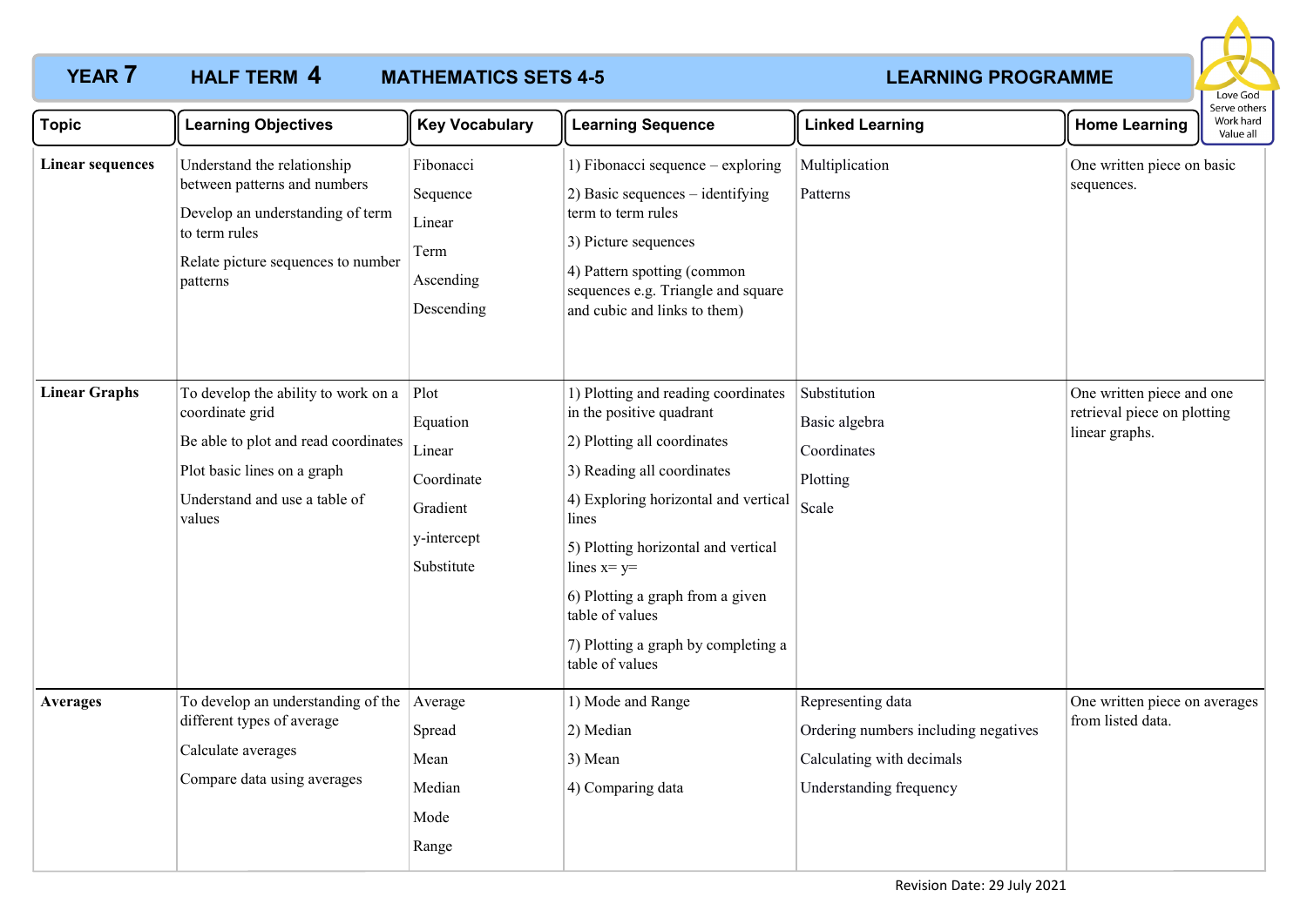# YEAR 7 HALF TERM 4 MATHEMATICS SETS 4-5 LEARNING PROGRAMME

Love God
Serve others
Work hard
Value all

| Topic | Learning Objectives | Key Vocabulary | Learning Sequence | Linked Learning | Home Learning |
|---|---|---|---|---|---|
| **Linear sequences** | Understand the relationship between patterns and numbers<br><br>Develop an understanding of term to term rules<br><br>Relate picture sequences to number patterns | Fibonacci<br><br>Sequence<br><br>Linear<br><br>Term<br><br>Ascending<br><br>Descending | 1) Fibonacci sequence – exploring<br><br>2) Basic sequences – identifying term to term rules<br><br>3) Picture sequences<br><br>4) Pattern spotting (common sequences e.g. Triangle and square and cubic and links to them) | Multiplication<br><br>Patterns | One written piece on basic sequences. |
| **Linear Graphs** | To develop the ability to work on a coordinate grid<br><br>Be able to plot and read coordinates<br><br>Plot basic lines on a graph<br><br>Understand and use a table of values | Plot<br><br>Equation<br><br>Linear<br><br>Coordinate<br><br>Gradient<br><br>y-intercept<br><br>Substitute | 1) Plotting and reading coordinates in the positive quadrant<br><br>2) Plotting all coordinates<br><br>3) Reading all coordinates<br><br>4) Exploring horizontal and vertical lines<br><br>5) Plotting horizontal and vertical lines x= y=<br><br>6) Plotting a graph from a given table of values<br><br>7) Plotting a graph by completing a table of values | Substitution<br><br>Basic algebra<br><br>Coordinates<br><br>Plotting<br><br>Scale | One written piece and one retrieval piece on plotting linear graphs. |
| **Averages** | To develop an understanding of the different types of average<br><br>Calculate averages<br><br>Compare data using averages | Average<br><br>Spread<br><br>Mean<br><br>Median<br><br>Mode<br><br>Range | 1) Mode and Range<br><br>2) Median<br><br>3) Mean<br><br>4) Comparing data | Representing data<br><br>Ordering numbers including negatives<br><br>Calculating with decimals<br><br>Understanding frequency | One written piece on averages from listed data. |

Revision Date: 29 July 2021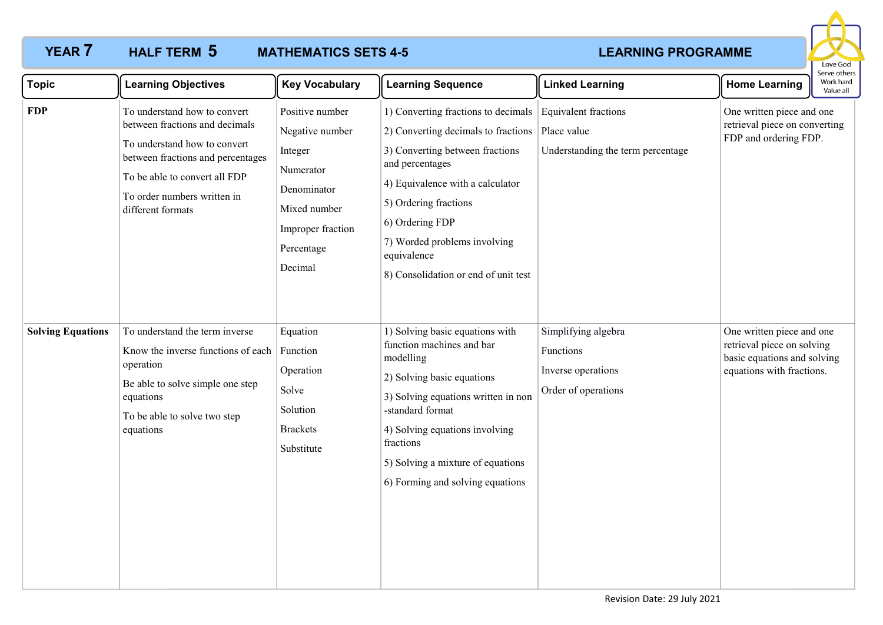# YEAR 7 HALF TERM 5 MATHEMATICS SETS 4-5 LEARNING PROGRAMME

Love God
Serve others
Work hard
Value all

| Topic | Learning Objectives | Key Vocabulary | Learning Sequence | Linked Learning | Home Learning |
|---|---|---|---|---|---|
| **FDP** | To understand how to convert between fractions and decimals<br>To understand how to convert between fractions and percentages<br>To be able to convert all FDP<br>To order numbers written in different formats | Positive number<br>Negative number<br>Integer<br>Numerator<br>Denominator<br>Mixed number<br>Improper fraction<br>Percentage<br>Decimal | 1) Converting fractions to decimals<br>2) Converting decimals to fractions<br>3) Converting between fractions and percentages<br>4) Equivalence with a calculator<br>5) Ordering fractions<br>6) Ordering FDP<br>7) Worded problems involving equivalence<br>8) Consolidation or end of unit test | Equivalent fractions<br>Place value<br>Understanding the term percentage | One written piece and one retrieval piece on converting FDP and ordering FDP. |
| **Solving Equations** | To understand the term inverse<br>Know the inverse functions of each operation<br>Be able to solve simple one step equations<br>To be able to solve two step equations | Equation<br>Function<br>Operation<br>Solve<br>Solution<br>Brackets<br>Substitute | 1) Solving basic equations with function machines and bar modelling<br>2) Solving basic equations<br>3) Solving equations written in non-standard format<br>4) Solving equations involving fractions<br>5) Solving a mixture of equations<br>6) Forming and solving equations | Simplifying algebra<br>Functions<br>Inverse operations<br>Order of operations | One written piece and one retrieval piece on solving basic equations and solving equations with fractions. |

Revision Date: 29 July 2021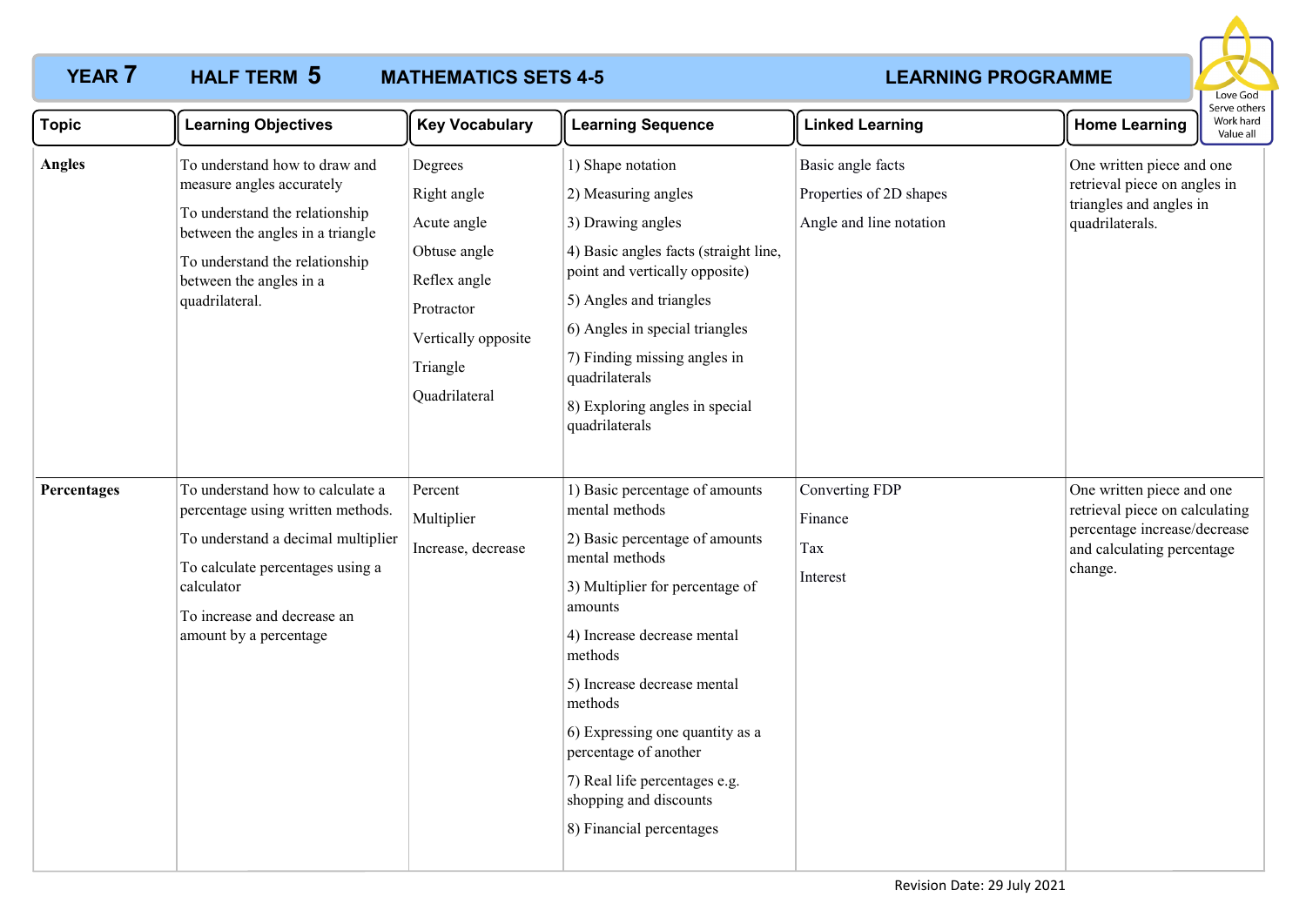# YEAR 7 HALF TERM 5 MATHEMATICS SETS 4-5 LEARNING PROGRAMME

Love God
Serve others
Work hard
Value all

| Topic | Learning Objectives | Key Vocabulary | Learning Sequence | Linked Learning | Home Learning |
|---|---|---|---|---|---|
| **Angles** | To understand how to draw and measure angles accurately<br><br>To understand the relationship between the angles in a triangle<br><br>To understand the relationship between the angles in a quadrilateral. | Degrees<br><br>Right angle<br><br>Acute angle<br><br>Obtuse angle<br><br>Reflex angle<br><br>Protractor<br><br>Vertically opposite<br><br>Triangle<br><br>Quadrilateral | 1) Shape notation<br><br>2) Measuring angles<br><br>3) Drawing angles<br><br>4) Basic angles facts (straight line, point and vertically opposite)<br><br>5) Angles and triangles<br><br>6) Angles in special triangles<br><br>7) Finding missing angles in quadrilaterals<br><br>8) Exploring angles in special quadrilaterals | Basic angle facts<br><br>Properties of 2D shapes<br><br>Angle and line notation | One written piece and one retrieval piece on angles in triangles and angles in quadrilaterals. |
| **Percentages** | To understand how to calculate a percentage using written methods.<br><br>To understand a decimal multiplier<br><br>To calculate percentages using a calculator<br><br>To increase and decrease an amount by a percentage | Percent<br><br>Multiplier<br><br>Increase, decrease | 1) Basic percentage of amounts mental methods<br><br>2) Basic percentage of amounts mental methods<br><br>3) Multiplier for percentage of amounts<br><br>4) Increase decrease mental methods<br><br>5) Increase decrease mental methods<br><br>6) Expressing one quantity as a percentage of another<br><br>7) Real life percentages e.g. shopping and discounts<br><br>8) Financial percentages | Converting FDP<br><br>Finance<br><br>Tax<br><br>Interest | One written piece and one retrieval piece on calculating percentage increase/decrease and calculating percentage change. |

Revision Date: 29 July 2021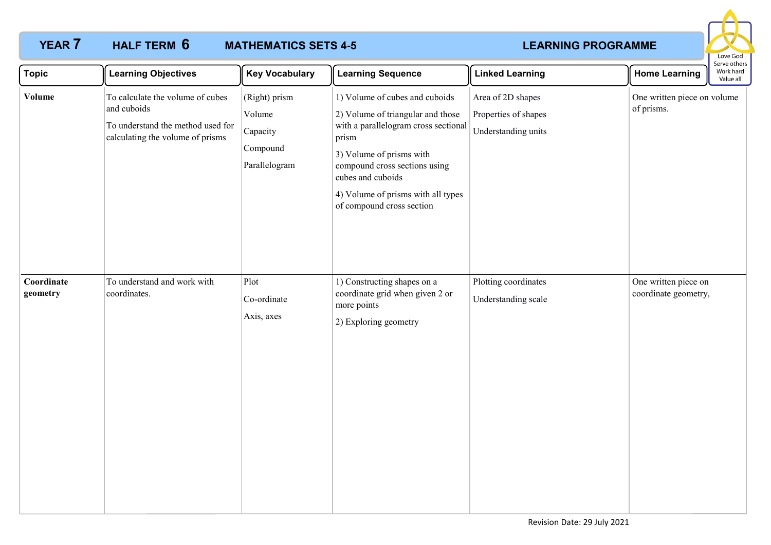# YEAR 7 HALF TERM 6 MATHEMATICS SETS 4-5 LEARNING PROGRAMME

Love God
Serve others
Work hard
Value all

| Topic | Learning Objectives | Key Vocabulary | Learning Sequence | Linked Learning | Home Learning |
|---|---|---|---|---|---|
| **Volume** | To calculate the volume of cubes and cuboids<br>To understand the method used for calculating the volume of prisms | (Right) prism<br>Volume<br>Capacity<br>Compound<br>Parallelogram | 1) Volume of cubes and cuboids<br>2) Volume of triangular and those with a parallelogram cross sectional prism<br>3) Volume of prisms with compound cross sections using cubes and cuboids<br>4) Volume of prisms with all types of compound cross section | Area of 2D shapes<br>Properties of shapes<br>Understanding units | One written piece on volume of prisms. |
| **Coordinate geometry** | To understand and work with coordinates. | Plot<br>Co-ordinate<br>Axis, axes | 1) Constructing shapes on a coordinate grid when given 2 or more points<br>2) Exploring geometry | Plotting coordinates<br>Understanding scale | One written piece on coordinate geometry, |

Revision Date: 29 July 2021